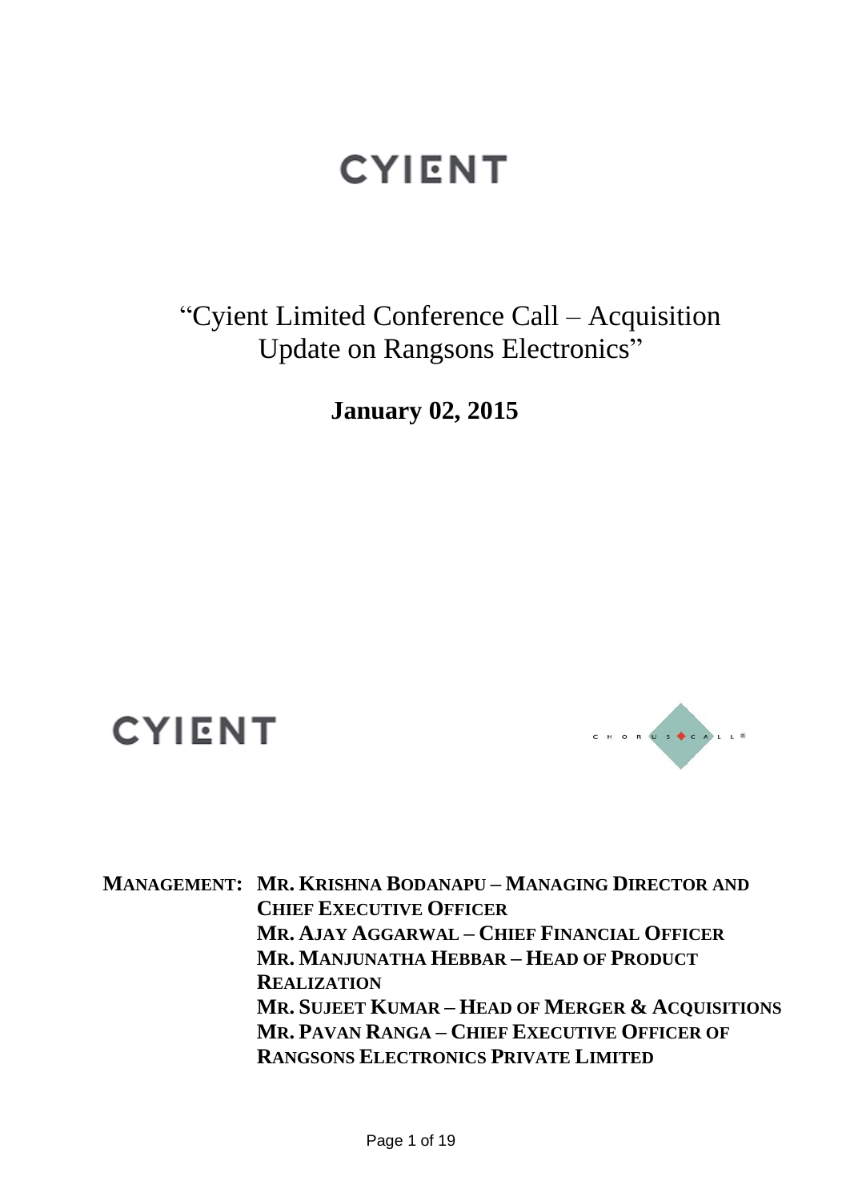# CYIENT

## "Cyient Limited Conference Call – Acquisition Update on Rangsons Electronics"

**January 02, 2015**

CYIENT

**MANAGEMENT:** **MR. KRISHNA BODANAPU – MANAGING DIRECTOR AND CHIEF EXECUTIVE OFFICER**
**MR. AJAY AGGARWAL – CHIEF FINANCIAL OFFICER**
**MR. MANJUNATHA HEBBAR – HEAD OF PRODUCT REALIZATION**
**MR. SUJEET KUMAR – HEAD OF MERGER & ACQUISITIONS**
**MR. PAVAN RANGA – CHIEF EXECUTIVE OFFICER OF RANGSONS ELECTRONICS PRIVATE LIMITED**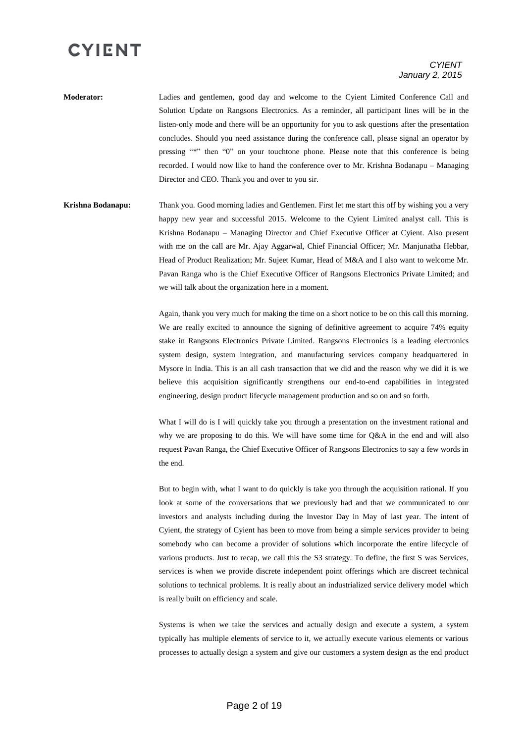**Moderator:** Ladies and gentlemen, good day and welcome to the Cyient Limited Conference Call and Solution Update on Rangsons Electronics. As a reminder, all participant lines will be in the listen-only mode and there will be an opportunity for you to ask questions after the presentation concludes. Should you need assistance during the conference call, please signal an operator by pressing "*" then "0" on your touchtone phone. Please note that this conference is being recorded. I would now like to hand the conference over to Mr. Krishna Bodanapu – Managing Director and CEO. Thank you and over to you sir.

**Krishna Bodanapu:** Thank you. Good morning ladies and Gentlemen. First let me start this off by wishing you a very happy new year and successful 2015. Welcome to the Cyient Limited analyst call. This is Krishna Bodanapu – Managing Director and Chief Executive Officer at Cyient. Also present with me on the call are Mr. Ajay Aggarwal, Chief Financial Officer; Mr. Manjunatha Hebbar, Head of Product Realization; Mr. Sujeet Kumar, Head of M&A and I also want to welcome Mr. Pavan Ranga who is the Chief Executive Officer of Rangsons Electronics Private Limited; and we will talk about the organization here in a moment.

Again, thank you very much for making the time on a short notice to be on this call this morning. We are really excited to announce the signing of definitive agreement to acquire 74% equity stake in Rangsons Electronics Private Limited. Rangsons Electronics is a leading electronics system design, system integration, and manufacturing services company headquartered in Mysore in India. This is an all cash transaction that we did and the reason why we did it is we believe this acquisition significantly strengthens our end-to-end capabilities in integrated engineering, design product lifecycle management production and so on and so forth.

What I will do is I will quickly take you through a presentation on the investment rational and why we are proposing to do this. We will have some time for Q&A in the end and will also request Pavan Ranga, the Chief Executive Officer of Rangsons Electronics to say a few words in the end.

But to begin with, what I want to do quickly is take you through the acquisition rational. If you look at some of the conversations that we previously had and that we communicated to our investors and analysts including during the Investor Day in May of last year. The intent of Cyient, the strategy of Cyient has been to move from being a simple services provider to being somebody who can become a provider of solutions which incorporate the entire lifecycle of various products. Just to recap, we call this the S3 strategy. To define, the first S was Services, services is when we provide discrete independent point offerings which are discreet technical solutions to technical problems. It is really about an industrialized service delivery model which is really built on efficiency and scale.

Systems is when we take the services and actually design and execute a system, a system typically has multiple elements of service to it, we actually execute various elements or various processes to actually design a system and give our customers a system design as the end product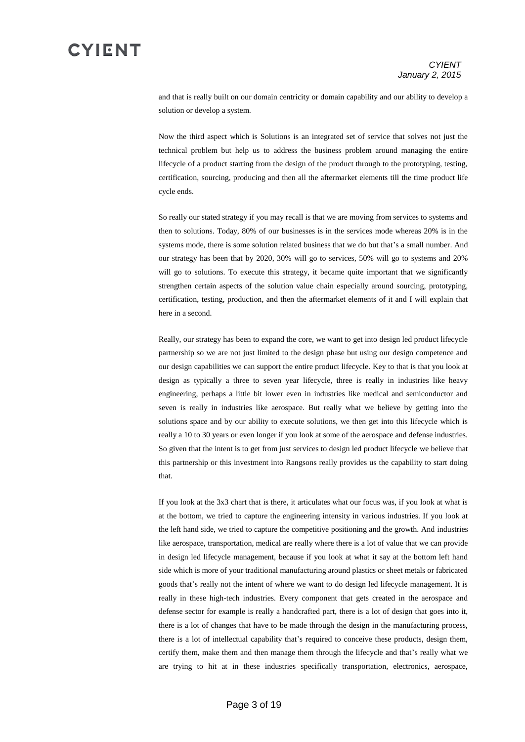and that is really built on our domain centricity or domain capability and our ability to develop a solution or develop a system.

Now the third aspect which is Solutions is an integrated set of service that solves not just the technical problem but help us to address the business problem around managing the entire lifecycle of a product starting from the design of the product through to the prototyping, testing, certification, sourcing, producing and then all the aftermarket elements till the time product life cycle ends.

So really our stated strategy if you may recall is that we are moving from services to systems and then to solutions. Today, 80% of our businesses is in the services mode whereas 20% is in the systems mode, there is some solution related business that we do but that's a small number. And our strategy has been that by 2020, 30% will go to services, 50% will go to systems and 20% will go to solutions. To execute this strategy, it became quite important that we significantly strengthen certain aspects of the solution value chain especially around sourcing, prototyping, certification, testing, production, and then the aftermarket elements of it and I will explain that here in a second.

Really, our strategy has been to expand the core, we want to get into design led product lifecycle partnership so we are not just limited to the design phase but using our design competence and our design capabilities we can support the entire product lifecycle. Key to that is that you look at design as typically a three to seven year lifecycle, three is really in industries like heavy engineering, perhaps a little bit lower even in industries like medical and semiconductor and seven is really in industries like aerospace. But really what we believe by getting into the solutions space and by our ability to execute solutions, we then get into this lifecycle which is really a 10 to 30 years or even longer if you look at some of the aerospace and defense industries. So given that the intent is to get from just services to design led product lifecycle we believe that this partnership or this investment into Rangsons really provides us the capability to start doing that.

If you look at the 3x3 chart that is there, it articulates what our focus was, if you look at what is at the bottom, we tried to capture the engineering intensity in various industries. If you look at the left hand side, we tried to capture the competitive positioning and the growth. And industries like aerospace, transportation, medical are really where there is a lot of value that we can provide in design led lifecycle management, because if you look at what it say at the bottom left hand side which is more of your traditional manufacturing around plastics or sheet metals or fabricated goods that's really not the intent of where we want to do design led lifecycle management. It is really in these high-tech industries. Every component that gets created in the aerospace and defense sector for example is really a handcrafted part, there is a lot of design that goes into it, there is a lot of changes that have to be made through the design in the manufacturing process, there is a lot of intellectual capability that's required to conceive these products, design them, certify them, make them and then manage them through the lifecycle and that's really what we are trying to hit at in these industries specifically transportation, electronics, aerospace,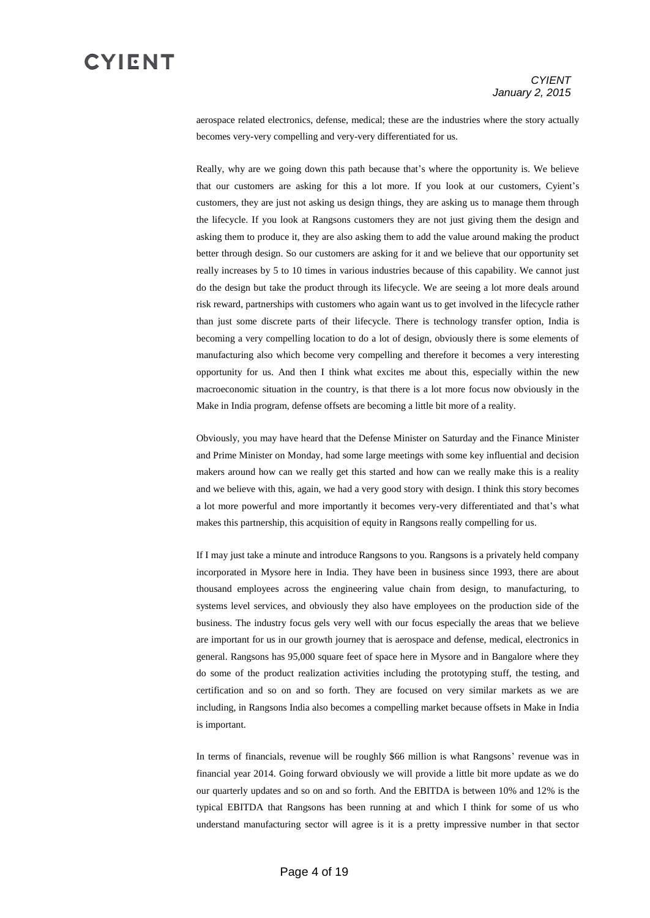aerospace related electronics, defense, medical; these are the industries where the story actually becomes very-very compelling and very-very differentiated for us.

Really, why are we going down this path because that's where the opportunity is. We believe that our customers are asking for this a lot more. If you look at our customers, Cyient's customers, they are just not asking us design things, they are asking us to manage them through the lifecycle. If you look at Rangsons customers they are not just giving them the design and asking them to produce it, they are also asking them to add the value around making the product better through design. So our customers are asking for it and we believe that our opportunity set really increases by 5 to 10 times in various industries because of this capability. We cannot just do the design but take the product through its lifecycle. We are seeing a lot more deals around risk reward, partnerships with customers who again want us to get involved in the lifecycle rather than just some discrete parts of their lifecycle. There is technology transfer option, India is becoming a very compelling location to do a lot of design, obviously there is some elements of manufacturing also which become very compelling and therefore it becomes a very interesting opportunity for us. And then I think what excites me about this, especially within the new macroeconomic situation in the country, is that there is a lot more focus now obviously in the Make in India program, defense offsets are becoming a little bit more of a reality.

Obviously, you may have heard that the Defense Minister on Saturday and the Finance Minister and Prime Minister on Monday, had some large meetings with some key influential and decision makers around how can we really get this started and how can we really make this is a reality and we believe with this, again, we had a very good story with design. I think this story becomes a lot more powerful and more importantly it becomes very-very differentiated and that's what makes this partnership, this acquisition of equity in Rangsons really compelling for us.

If I may just take a minute and introduce Rangsons to you. Rangsons is a privately held company incorporated in Mysore here in India. They have been in business since 1993, there are about thousand employees across the engineering value chain from design, to manufacturing, to systems level services, and obviously they also have employees on the production side of the business. The industry focus gels very well with our focus especially the areas that we believe are important for us in our growth journey that is aerospace and defense, medical, electronics in general. Rangsons has 95,000 square feet of space here in Mysore and in Bangalore where they do some of the product realization activities including the prototyping stuff, the testing, and certification and so on and so forth. They are focused on very similar markets as we are including, in Rangsons India also becomes a compelling market because offsets in Make in India is important.

In terms of financials, revenue will be roughly $66 million is what Rangsons' revenue was in financial year 2014. Going forward obviously we will provide a little bit more update as we do our quarterly updates and so on and so forth. And the EBITDA is between 10% and 12% is the typical EBITDA that Rangsons has been running at and which I think for some of us who understand manufacturing sector will agree is it is a pretty impressive number in that sector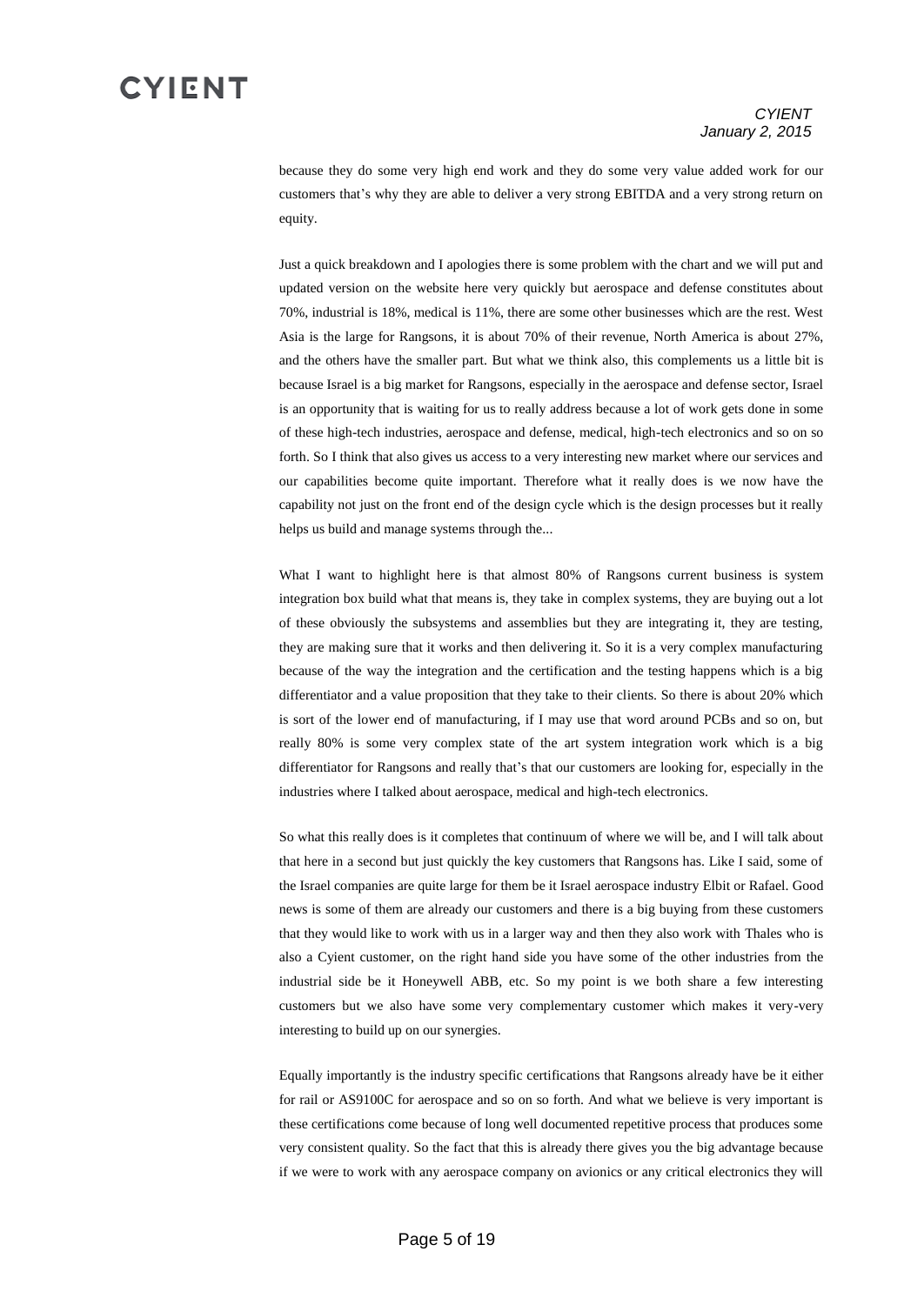because they do some very high end work and they do some very value added work for our customers that's why they are able to deliver a very strong EBITDA and a very strong return on equity.

Just a quick breakdown and I apologies there is some problem with the chart and we will put and updated version on the website here very quickly but aerospace and defense constitutes about 70%, industrial is 18%, medical is 11%, there are some other businesses which are the rest. West Asia is the large for Rangsons, it is about 70% of their revenue, North America is about 27%, and the others have the smaller part. But what we think also, this complements us a little bit is because Israel is a big market for Rangsons, especially in the aerospace and defense sector, Israel is an opportunity that is waiting for us to really address because a lot of work gets done in some of these high-tech industries, aerospace and defense, medical, high-tech electronics and so on so forth. So I think that also gives us access to a very interesting new market where our services and our capabilities become quite important. Therefore what it really does is we now have the capability not just on the front end of the design cycle which is the design processes but it really helps us build and manage systems through the...

What I want to highlight here is that almost 80% of Rangsons current business is system integration box build what that means is, they take in complex systems, they are buying out a lot of these obviously the subsystems and assemblies but they are integrating it, they are testing, they are making sure that it works and then delivering it. So it is a very complex manufacturing because of the way the integration and the certification and the testing happens which is a big differentiator and a value proposition that they take to their clients. So there is about 20% which is sort of the lower end of manufacturing, if I may use that word around PCBs and so on, but really 80% is some very complex state of the art system integration work which is a big differentiator for Rangsons and really that's that our customers are looking for, especially in the industries where I talked about aerospace, medical and high-tech electronics.

So what this really does is it completes that continuum of where we will be, and I will talk about that here in a second but just quickly the key customers that Rangsons has. Like I said, some of the Israel companies are quite large for them be it Israel aerospace industry Elbit or Rafael. Good news is some of them are already our customers and there is a big buying from these customers that they would like to work with us in a larger way and then they also work with Thales who is also a Cyient customer, on the right hand side you have some of the other industries from the industrial side be it Honeywell ABB, etc. So my point is we both share a few interesting customers but we also have some very complementary customer which makes it very-very interesting to build up on our synergies.

Equally importantly is the industry specific certifications that Rangsons already have be it either for rail or AS9100C for aerospace and so on so forth. And what we believe is very important is these certifications come because of long well documented repetitive process that produces some very consistent quality. So the fact that this is already there gives you the big advantage because if we were to work with any aerospace company on avionics or any critical electronics they will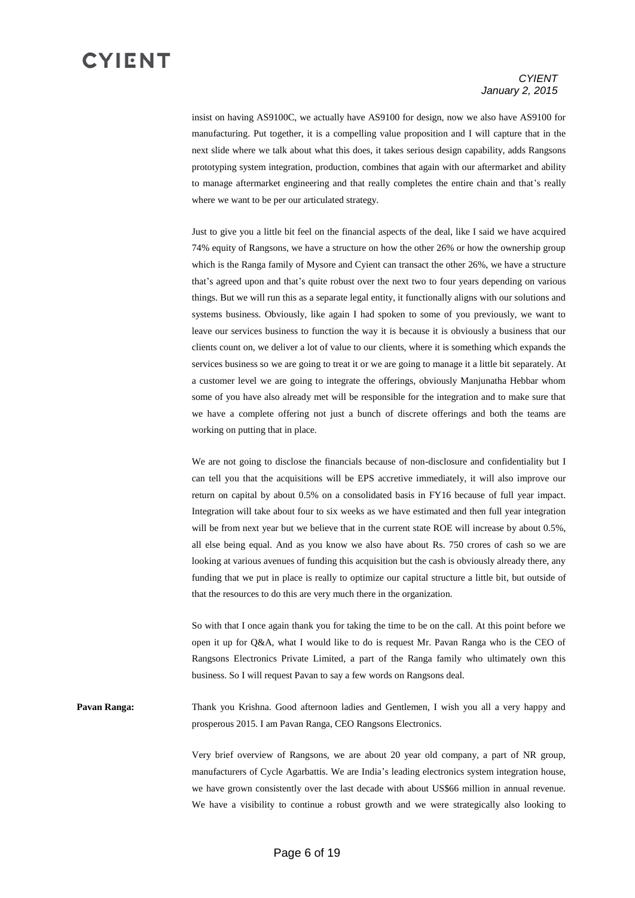insist on having AS9100C, we actually have AS9100 for design, now we also have AS9100 for manufacturing. Put together, it is a compelling value proposition and I will capture that in the next slide where we talk about what this does, it takes serious design capability, adds Rangsons prototyping system integration, production, combines that again with our aftermarket and ability to manage aftermarket engineering and that really completes the entire chain and that's really where we want to be per our articulated strategy.

Just to give you a little bit feel on the financial aspects of the deal, like I said we have acquired 74% equity of Rangsons, we have a structure on how the other 26% or how the ownership group which is the Ranga family of Mysore and Cyient can transact the other 26%, we have a structure that's agreed upon and that's quite robust over the next two to four years depending on various things. But we will run this as a separate legal entity, it functionally aligns with our solutions and systems business. Obviously, like again I had spoken to some of you previously, we want to leave our services business to function the way it is because it is obviously a business that our clients count on, we deliver a lot of value to our clients, where it is something which expands the services business so we are going to treat it or we are going to manage it a little bit separately. At a customer level we are going to integrate the offerings, obviously Manjunatha Hebbar whom some of you have also already met will be responsible for the integration and to make sure that we have a complete offering not just a bunch of discrete offerings and both the teams are working on putting that in place.

We are not going to disclose the financials because of non-disclosure and confidentiality but I can tell you that the acquisitions will be EPS accretive immediately, it will also improve our return on capital by about 0.5% on a consolidated basis in FY16 because of full year impact. Integration will take about four to six weeks as we have estimated and then full year integration will be from next year but we believe that in the current state ROE will increase by about 0.5%, all else being equal. And as you know we also have about Rs. 750 crores of cash so we are looking at various avenues of funding this acquisition but the cash is obviously already there, any funding that we put in place is really to optimize our capital structure a little bit, but outside of that the resources to do this are very much there in the organization.

So with that I once again thank you for taking the time to be on the call. At this point before we open it up for Q&A, what I would like to do is request Mr. Pavan Ranga who is the CEO of Rangsons Electronics Private Limited, a part of the Ranga family who ultimately own this business. So I will request Pavan to say a few words on Rangsons deal.

**Pavan Ranga:** Thank you Krishna. Good afternoon ladies and Gentlemen, I wish you all a very happy and prosperous 2015. I am Pavan Ranga, CEO Rangsons Electronics.

Very brief overview of Rangsons, we are about 20 year old company, a part of NR group, manufacturers of Cycle Agarbattis. We are India's leading electronics system integration house, we have grown consistently over the last decade with about US$66 million in annual revenue. We have a visibility to continue a robust growth and we were strategically also looking to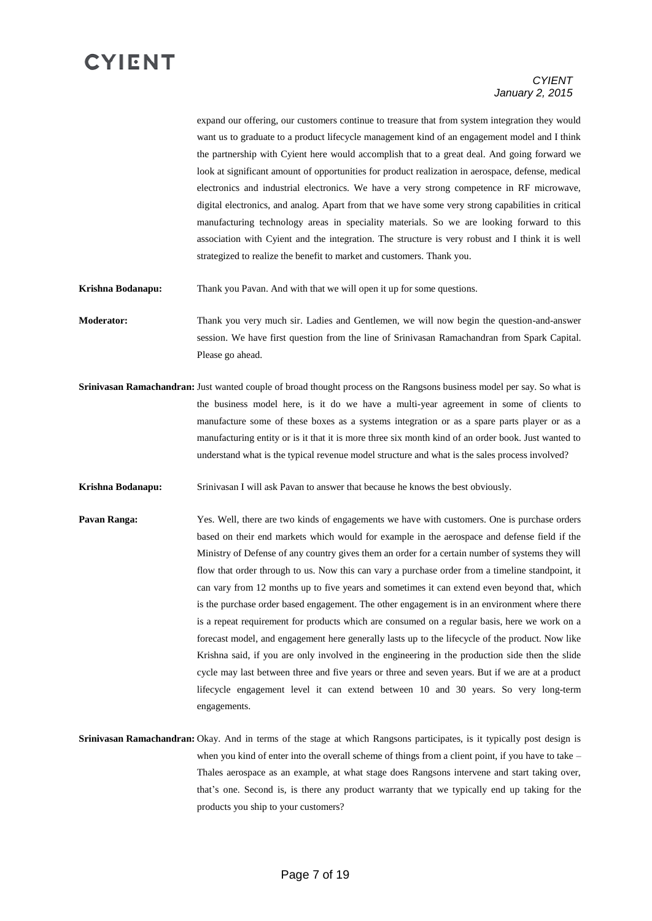expand our offering, our customers continue to treasure that from system integration they would want us to graduate to a product lifecycle management kind of an engagement model and I think the partnership with Cyient here would accomplish that to a great deal. And going forward we look at significant amount of opportunities for product realization in aerospace, defense, medical electronics and industrial electronics. We have a very strong competence in RF microwave, digital electronics, and analog. Apart from that we have some very strong capabilities in critical manufacturing technology areas in speciality materials. So we are looking forward to this association with Cyient and the integration. The structure is very robust and I think it is well strategized to realize the benefit to market and customers. Thank you.

**Krishna Bodanapu:** Thank you Pavan. And with that we will open it up for some questions.

**Moderator:** Thank you very much sir. Ladies and Gentlemen, we will now begin the question-and-answer session. We have first question from the line of Srinivasan Ramachandran from Spark Capital. Please go ahead.

**Srinivasan Ramachandran:** Just wanted couple of broad thought process on the Rangsons business model per say. So what is the business model here, is it do we have a multi-year agreement in some of clients to manufacture some of these boxes as a systems integration or as a spare parts player or as a manufacturing entity or is it that it is more three six month kind of an order book. Just wanted to understand what is the typical revenue model structure and what is the sales process involved?

**Krishna Bodanapu:** Srinivasan I will ask Pavan to answer that because he knows the best obviously.

**Pavan Ranga:** Yes. Well, there are two kinds of engagements we have with customers. One is purchase orders based on their end markets which would for example in the aerospace and defense field if the Ministry of Defense of any country gives them an order for a certain number of systems they will flow that order through to us. Now this can vary a purchase order from a timeline standpoint, it can vary from 12 months up to five years and sometimes it can extend even beyond that, which is the purchase order based engagement. The other engagement is in an environment where there is a repeat requirement for products which are consumed on a regular basis, here we work on a forecast model, and engagement here generally lasts up to the lifecycle of the product. Now like Krishna said, if you are only involved in the engineering in the production side then the slide cycle may last between three and five years or three and seven years. But if we are at a product lifecycle engagement level it can extend between 10 and 30 years. So very long-term engagements.

**Srinivasan Ramachandran:** Okay. And in terms of the stage at which Rangsons participates, is it typically post design is when you kind of enter into the overall scheme of things from a client point, if you have to take – Thales aerospace as an example, at what stage does Rangsons intervene and start taking over, that's one. Second is, is there any product warranty that we typically end up taking for the products you ship to your customers?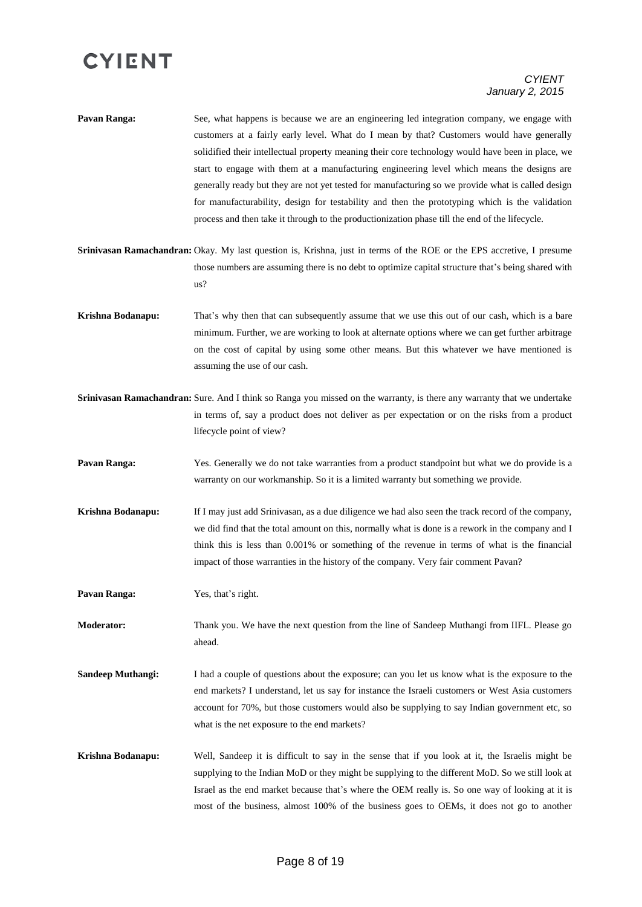**Pavan Ranga:** See, what happens is because we are an engineering led integration company, we engage with customers at a fairly early level. What do I mean by that? Customers would have generally solidified their intellectual property meaning their core technology would have been in place, we start to engage with them at a manufacturing engineering level which means the designs are generally ready but they are not yet tested for manufacturing so we provide what is called design for manufacturability, design for testability and then the prototyping which is the validation process and then take it through to the productionization phase till the end of the lifecycle.

**Srinivasan Ramachandran:** Okay. My last question is, Krishna, just in terms of the ROE or the EPS accretive, I presume those numbers are assuming there is no debt to optimize capital structure that's being shared with us?

**Krishna Bodanapu:** That's why then that can subsequently assume that we use this out of our cash, which is a bare minimum. Further, we are working to look at alternate options where we can get further arbitrage on the cost of capital by using some other means. But this whatever we have mentioned is assuming the use of our cash.

**Srinivasan Ramachandran:** Sure. And I think so Ranga you missed on the warranty, is there any warranty that we undertake in terms of, say a product does not deliver as per expectation or on the risks from a product lifecycle point of view?

**Pavan Ranga:** Yes. Generally we do not take warranties from a product standpoint but what we do provide is a warranty on our workmanship. So it is a limited warranty but something we provide.

**Krishna Bodanapu:** If I may just add Srinivasan, as a due diligence we had also seen the track record of the company, we did find that the total amount on this, normally what is done is a rework in the company and I think this is less than 0.001% or something of the revenue in terms of what is the financial impact of those warranties in the history of the company. Very fair comment Pavan?

**Pavan Ranga:** Yes, that's right.

**Moderator:** Thank you. We have the next question from the line of Sandeep Muthangi from IIFL. Please go ahead.

**Sandeep Muthangi:** I had a couple of questions about the exposure; can you let us know what is the exposure to the end markets? I understand, let us say for instance the Israeli customers or West Asia customers account for 70%, but those customers would also be supplying to say Indian government etc, so what is the net exposure to the end markets?

**Krishna Bodanapu:** Well, Sandeep it is difficult to say in the sense that if you look at it, the Israelis might be supplying to the Indian MoD or they might be supplying to the different MoD. So we still look at Israel as the end market because that's where the OEM really is. So one way of looking at it is most of the business, almost 100% of the business goes to OEMs, it does not go to another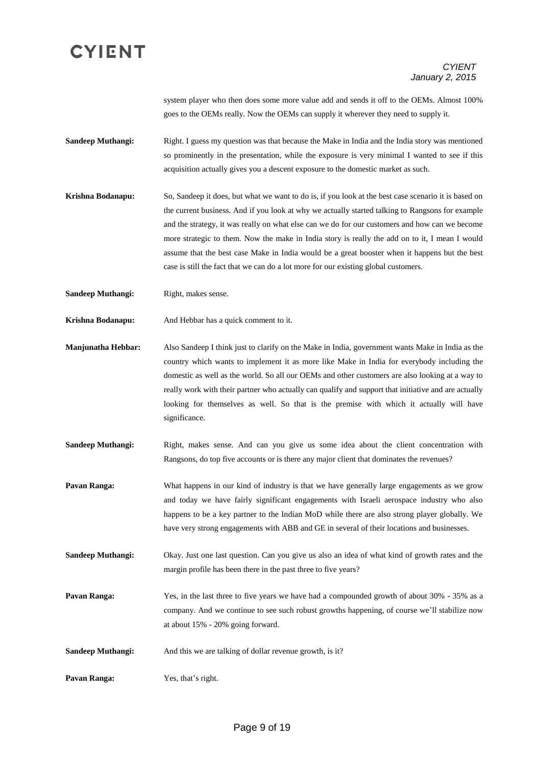system player who then does some more value add and sends it off to the OEMs. Almost 100% goes to the OEMs really. Now the OEMs can supply it wherever they need to supply it.

**Sandeep Muthangi:** Right. I guess my question was that because the Make in India and the India story was mentioned so prominently in the presentation, while the exposure is very minimal I wanted to see if this acquisition actually gives you a descent exposure to the domestic market as such.

**Krishna Bodanapu:** So, Sandeep it does, but what we want to do is, if you look at the best case scenario it is based on the current business. And if you look at why we actually started talking to Rangsons for example and the strategy, it was really on what else can we do for our customers and how can we become more strategic to them. Now the make in India story is really the add on to it, I mean I would assume that the best case Make in India would be a great booster when it happens but the best case is still the fact that we can do a lot more for our existing global customers.

**Sandeep Muthangi:** Right, makes sense.

**Krishna Bodanapu:** And Hebbar has a quick comment to it.

**Manjunatha Hebbar:** Also Sandeep I think just to clarify on the Make in India, government wants Make in India as the country which wants to implement it as more like Make in India for everybody including the domestic as well as the world. So all our OEMs and other customers are also looking at a way to really work with their partner who actually can qualify and support that initiative and are actually looking for themselves as well. So that is the premise with which it actually will have significance.

**Sandeep Muthangi:** Right, makes sense. And can you give us some idea about the client concentration with Rangsons, do top five accounts or is there any major client that dominates the revenues?

**Pavan Ranga:** What happens in our kind of industry is that we have generally large engagements as we grow and today we have fairly significant engagements with Israeli aerospace industry who also happens to be a key partner to the Indian MoD while there are also strong player globally. We have very strong engagements with ABB and GE in several of their locations and businesses.

**Sandeep Muthangi:** Okay. Just one last question. Can you give us also an idea of what kind of growth rates and the margin profile has been there in the past three to five years?

**Pavan Ranga:** Yes, in the last three to five years we have had a compounded growth of about 30% - 35% as a company. And we continue to see such robust growths happening, of course we'll stabilize now at about 15% - 20% going forward.

**Sandeep Muthangi:** And this we are talking of dollar revenue growth, is it?

**Pavan Ranga:** Yes, that's right.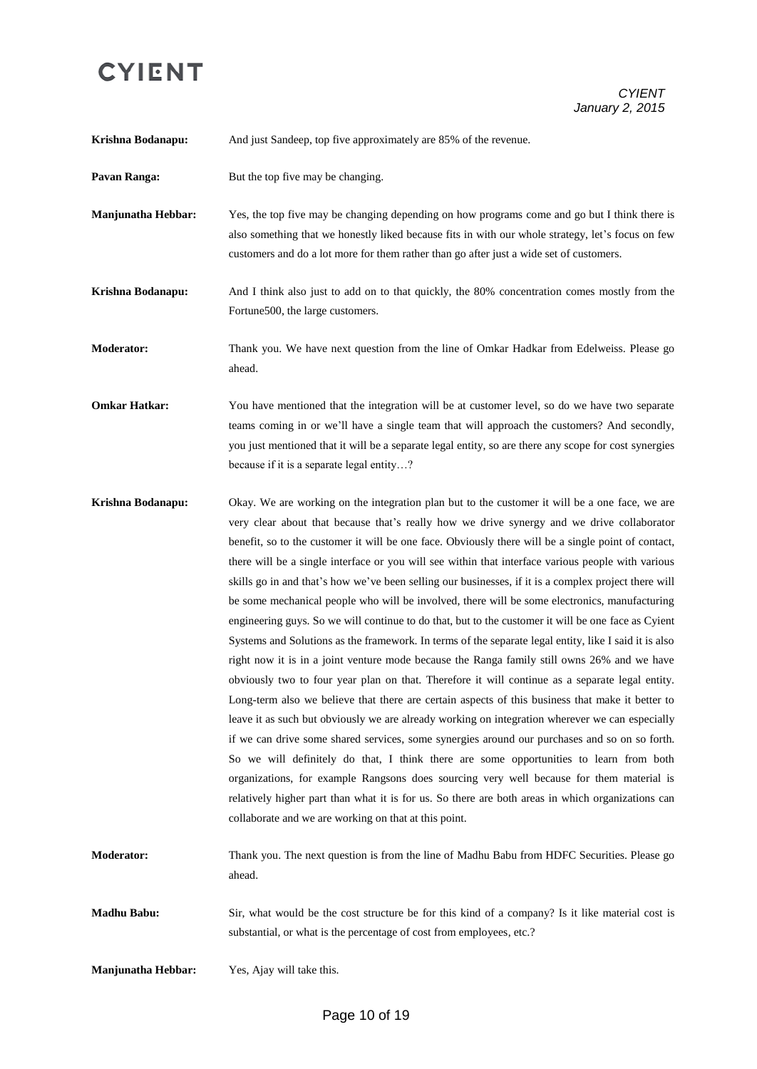**Krishna Bodanapu:** And just Sandeep, top five approximately are 85% of the revenue.

**Pavan Ranga:** But the top five may be changing.

**Manjunatha Hebbar:** Yes, the top five may be changing depending on how programs come and go but I think there is also something that we honestly liked because fits in with our whole strategy, let's focus on few customers and do a lot more for them rather than go after just a wide set of customers.

**Krishna Bodanapu:** And I think also just to add on to that quickly, the 80% concentration comes mostly from the Fortune500, the large customers.

**Moderator:** Thank you. We have next question from the line of Omkar Hadkar from Edelweiss. Please go ahead.

**Omkar Hatkar:** You have mentioned that the integration will be at customer level, so do we have two separate teams coming in or we'll have a single team that will approach the customers? And secondly, you just mentioned that it will be a separate legal entity, so are there any scope for cost synergies because if it is a separate legal entity…?

**Krishna Bodanapu:** Okay. We are working on the integration plan but to the customer it will be a one face, we are very clear about that because that's really how we drive synergy and we drive collaborator benefit, so to the customer it will be one face. Obviously there will be a single point of contact, there will be a single interface or you will see within that interface various people with various skills go in and that's how we've been selling our businesses, if it is a complex project there will be some mechanical people who will be involved, there will be some electronics, manufacturing engineering guys. So we will continue to do that, but to the customer it will be one face as Cyient Systems and Solutions as the framework. In terms of the separate legal entity, like I said it is also right now it is in a joint venture mode because the Ranga family still owns 26% and we have obviously two to four year plan on that. Therefore it will continue as a separate legal entity. Long-term also we believe that there are certain aspects of this business that make it better to leave it as such but obviously we are already working on integration wherever we can especially if we can drive some shared services, some synergies around our purchases and so on so forth. So we will definitely do that, I think there are some opportunities to learn from both organizations, for example Rangsons does sourcing very well because for them material is relatively higher part than what it is for us. So there are both areas in which organizations can collaborate and we are working on that at this point.

**Moderator:** Thank you. The next question is from the line of Madhu Babu from HDFC Securities. Please go ahead.

**Madhu Babu:** Sir, what would be the cost structure be for this kind of a company? Is it like material cost is substantial, or what is the percentage of cost from employees, etc.?

**Manjunatha Hebbar:** Yes, Ajay will take this.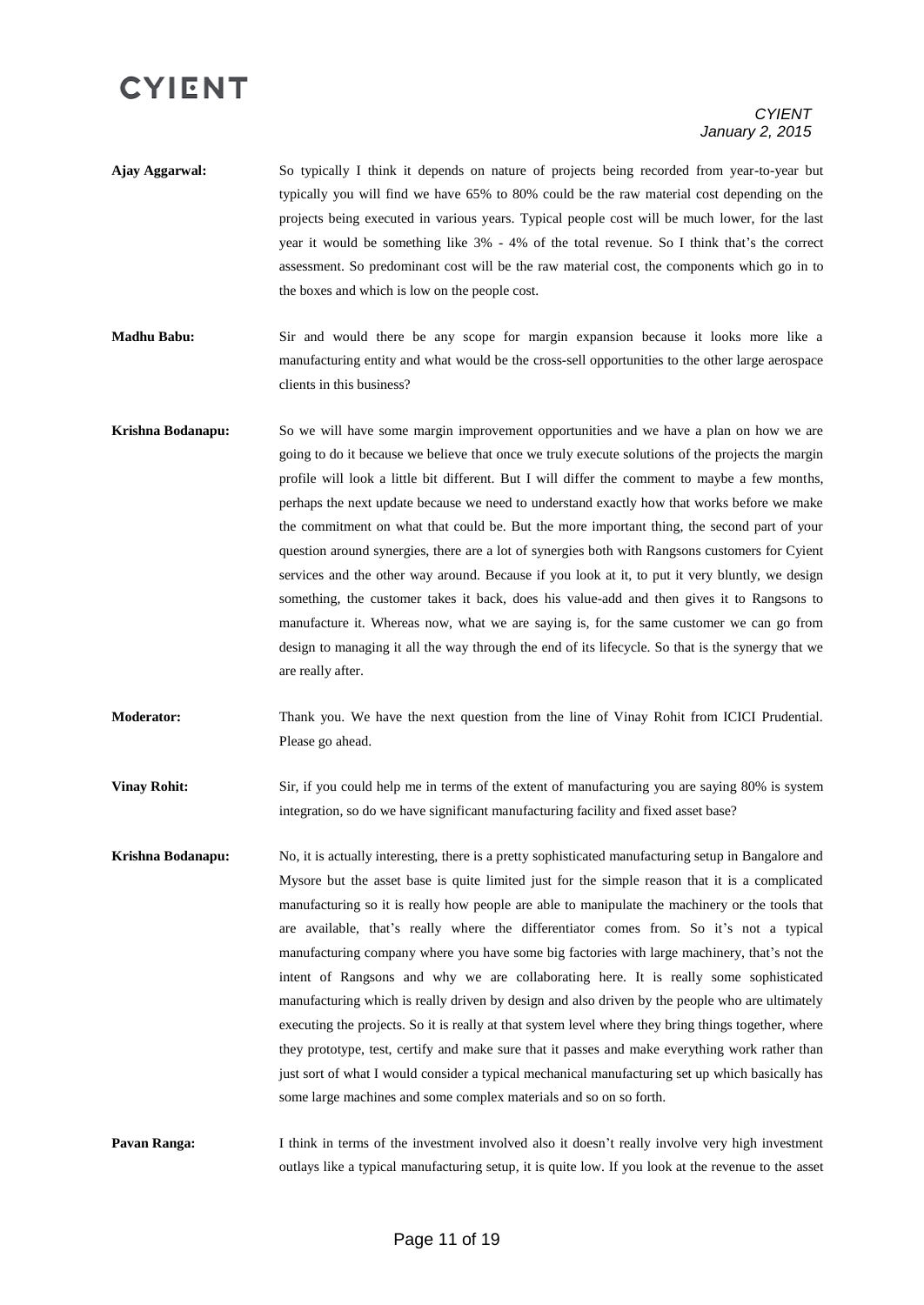**Ajay Aggarwal:** So typically I think it depends on nature of projects being recorded from year-to-year but typically you will find we have 65% to 80% could be the raw material cost depending on the projects being executed in various years. Typical people cost will be much lower, for the last year it would be something like 3% - 4% of the total revenue. So I think that's the correct assessment. So predominant cost will be the raw material cost, the components which go in to the boxes and which is low on the people cost.

**Madhu Babu:** Sir and would there be any scope for margin expansion because it looks more like a manufacturing entity and what would be the cross-sell opportunities to the other large aerospace clients in this business?

**Krishna Bodanapu:** So we will have some margin improvement opportunities and we have a plan on how we are going to do it because we believe that once we truly execute solutions of the projects the margin profile will look a little bit different. But I will differ the comment to maybe a few months, perhaps the next update because we need to understand exactly how that works before we make the commitment on what that could be. But the more important thing, the second part of your question around synergies, there are a lot of synergies both with Rangsons customers for Cyient services and the other way around. Because if you look at it, to put it very bluntly, we design something, the customer takes it back, does his value-add and then gives it to Rangsons to manufacture it. Whereas now, what we are saying is, for the same customer we can go from design to managing it all the way through the end of its lifecycle. So that is the synergy that we are really after.

**Moderator:** Thank you. We have the next question from the line of Vinay Rohit from ICICI Prudential. Please go ahead.

**Vinay Rohit:** Sir, if you could help me in terms of the extent of manufacturing you are saying 80% is system integration, so do we have significant manufacturing facility and fixed asset base?

**Krishna Bodanapu:** No, it is actually interesting, there is a pretty sophisticated manufacturing setup in Bangalore and Mysore but the asset base is quite limited just for the simple reason that it is a complicated manufacturing so it is really how people are able to manipulate the machinery or the tools that are available, that's really where the differentiator comes from. So it's not a typical manufacturing company where you have some big factories with large machinery, that's not the intent of Rangsons and why we are collaborating here. It is really some sophisticated manufacturing which is really driven by design and also driven by the people who are ultimately executing the projects. So it is really at that system level where they bring things together, where they prototype, test, certify and make sure that it passes and make everything work rather than just sort of what I would consider a typical mechanical manufacturing set up which basically has some large machines and some complex materials and so on so forth.

**Pavan Ranga:** I think in terms of the investment involved also it doesn't really involve very high investment outlays like a typical manufacturing setup, it is quite low. If you look at the revenue to the asset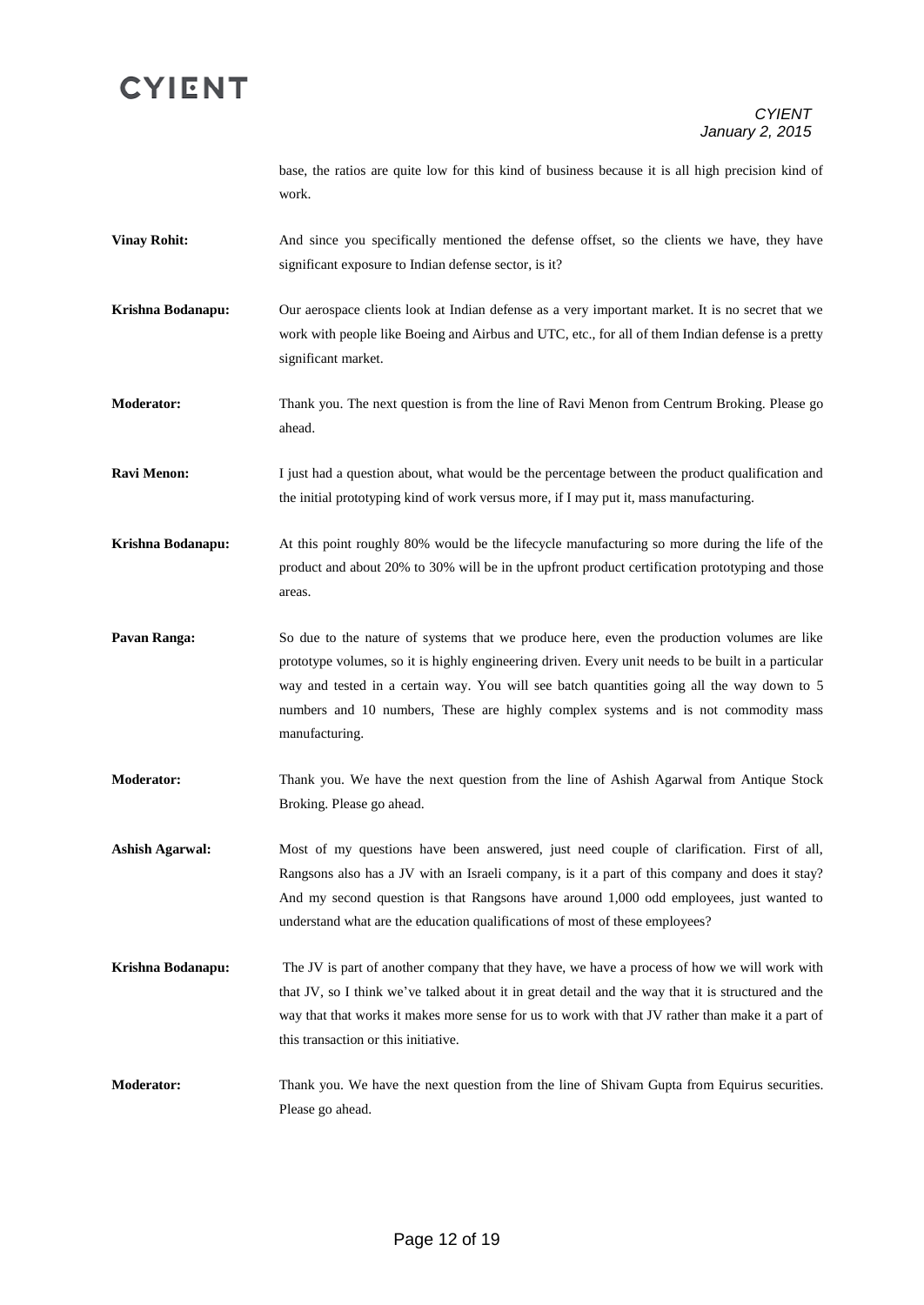base, the ratios are quite low for this kind of business because it is all high precision kind of work.

**Vinay Rohit:** And since you specifically mentioned the defense offset, so the clients we have, they have significant exposure to Indian defense sector, is it?

**Krishna Bodanapu:** Our aerospace clients look at Indian defense as a very important market. It is no secret that we work with people like Boeing and Airbus and UTC, etc., for all of them Indian defense is a pretty significant market.

**Moderator:** Thank you. The next question is from the line of Ravi Menon from Centrum Broking. Please go ahead.

**Ravi Menon:** I just had a question about, what would be the percentage between the product qualification and the initial prototyping kind of work versus more, if I may put it, mass manufacturing.

**Krishna Bodanapu:** At this point roughly 80% would be the lifecycle manufacturing so more during the life of the product and about 20% to 30% will be in the upfront product certification prototyping and those areas.

**Pavan Ranga:** So due to the nature of systems that we produce here, even the production volumes are like prototype volumes, so it is highly engineering driven. Every unit needs to be built in a particular way and tested in a certain way. You will see batch quantities going all the way down to 5 numbers and 10 numbers, These are highly complex systems and is not commodity mass manufacturing.

**Moderator:** Thank you. We have the next question from the line of Ashish Agarwal from Antique Stock Broking. Please go ahead.

**Ashish Agarwal:** Most of my questions have been answered, just need couple of clarification. First of all, Rangsons also has a JV with an Israeli company, is it a part of this company and does it stay? And my second question is that Rangsons have around 1,000 odd employees, just wanted to understand what are the education qualifications of most of these employees?

**Krishna Bodanapu:** The JV is part of another company that they have, we have a process of how we will work with that JV, so I think we've talked about it in great detail and the way that it is structured and the way that that works it makes more sense for us to work with that JV rather than make it a part of this transaction or this initiative.

**Moderator:** Thank you. We have the next question from the line of Shivam Gupta from Equirus securities. Please go ahead.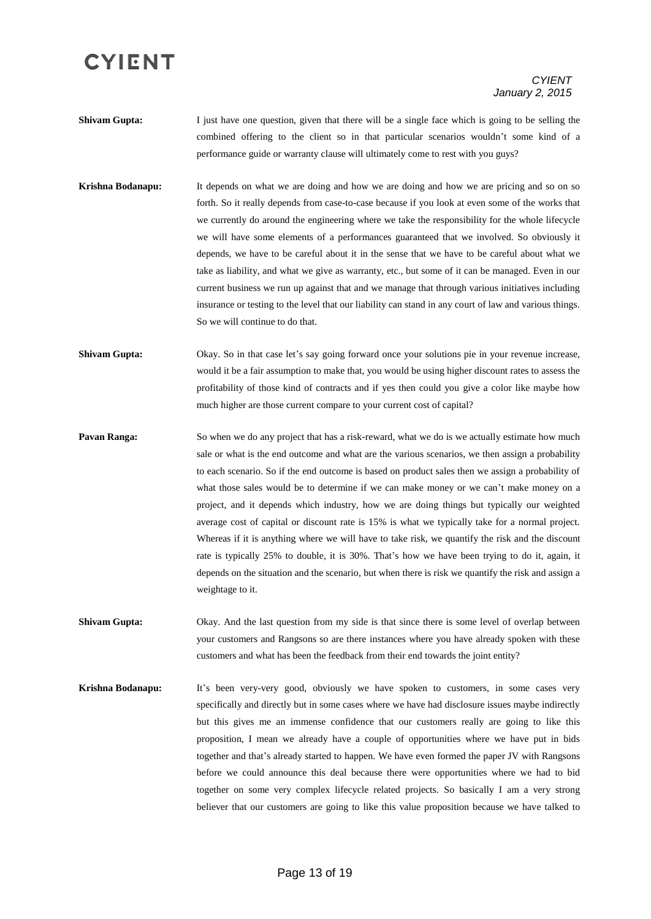**Shivam Gupta:** I just have one question, given that there will be a single face which is going to be selling the combined offering to the client so in that particular scenarios wouldn't some kind of a performance guide or warranty clause will ultimately come to rest with you guys?

**Krishna Bodanapu:** It depends on what we are doing and how we are doing and how we are pricing and so on so forth. So it really depends from case-to-case because if you look at even some of the works that we currently do around the engineering where we take the responsibility for the whole lifecycle we will have some elements of a performances guaranteed that we involved. So obviously it depends, we have to be careful about it in the sense that we have to be careful about what we take as liability, and what we give as warranty, etc., but some of it can be managed. Even in our current business we run up against that and we manage that through various initiatives including insurance or testing to the level that our liability can stand in any court of law and various things. So we will continue to do that.

**Shivam Gupta:** Okay. So in that case let's say going forward once your solutions pie in your revenue increase, would it be a fair assumption to make that, you would be using higher discount rates to assess the profitability of those kind of contracts and if yes then could you give a color like maybe how much higher are those current compare to your current cost of capital?

**Pavan Ranga:** So when we do any project that has a risk-reward, what we do is we actually estimate how much sale or what is the end outcome and what are the various scenarios, we then assign a probability to each scenario. So if the end outcome is based on product sales then we assign a probability of what those sales would be to determine if we can make money or we can't make money on a project, and it depends which industry, how we are doing things but typically our weighted average cost of capital or discount rate is 15% is what we typically take for a normal project. Whereas if it is anything where we will have to take risk, we quantify the risk and the discount rate is typically 25% to double, it is 30%. That's how we have been trying to do it, again, it depends on the situation and the scenario, but when there is risk we quantify the risk and assign a weightage to it.

**Shivam Gupta:** Okay. And the last question from my side is that since there is some level of overlap between your customers and Rangsons so are there instances where you have already spoken with these customers and what has been the feedback from their end towards the joint entity?

**Krishna Bodanapu:** It's been very-very good, obviously we have spoken to customers, in some cases very specifically and directly but in some cases where we have had disclosure issues maybe indirectly but this gives me an immense confidence that our customers really are going to like this proposition, I mean we already have a couple of opportunities where we have put in bids together and that's already started to happen. We have even formed the paper JV with Rangsons before we could announce this deal because there were opportunities where we had to bid together on some very complex lifecycle related projects. So basically I am a very strong believer that our customers are going to like this value proposition because we have talked to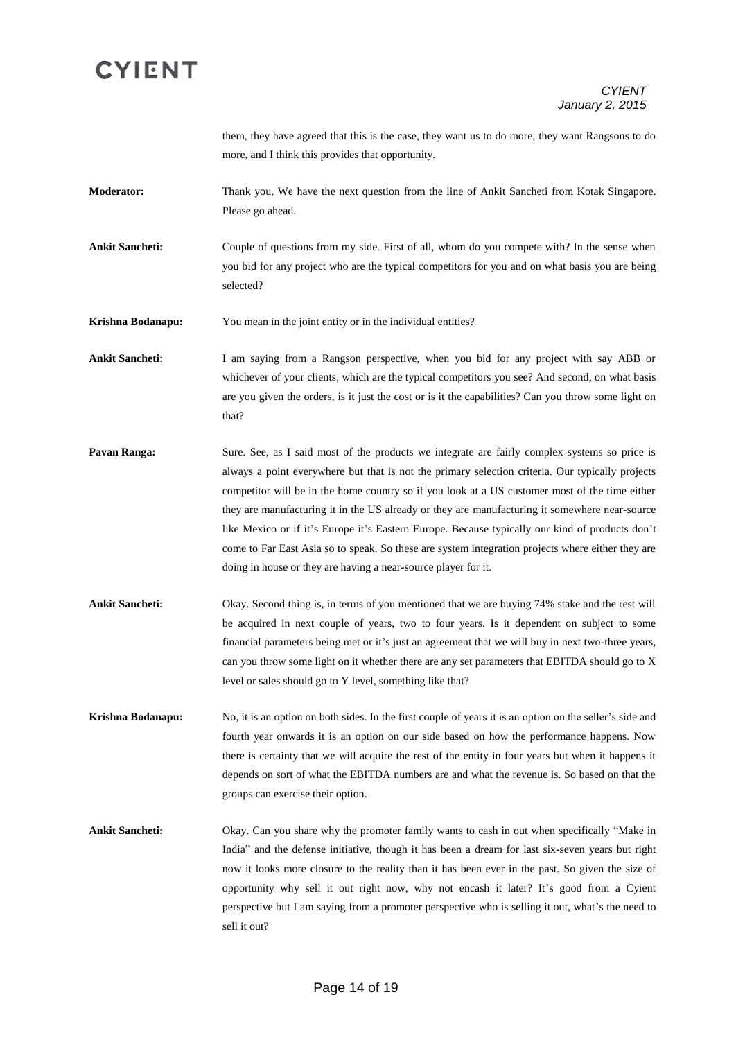them, they have agreed that this is the case, they want us to do more, they want Rangsons to do more, and I think this provides that opportunity.

**Moderator:** Thank you. We have the next question from the line of Ankit Sancheti from Kotak Singapore. Please go ahead.

**Ankit Sancheti:** Couple of questions from my side. First of all, whom do you compete with? In the sense when you bid for any project who are the typical competitors for you and on what basis you are being selected?

**Krishna Bodanapu:** You mean in the joint entity or in the individual entities?

**Ankit Sancheti:** I am saying from a Rangson perspective, when you bid for any project with say ABB or whichever of your clients, which are the typical competitors you see? And second, on what basis are you given the orders, is it just the cost or is it the capabilities? Can you throw some light on that?

**Pavan Ranga:** Sure. See, as I said most of the products we integrate are fairly complex systems so price is always a point everywhere but that is not the primary selection criteria. Our typically projects competitor will be in the home country so if you look at a US customer most of the time either they are manufacturing it in the US already or they are manufacturing it somewhere near-source like Mexico or if it's Europe it's Eastern Europe. Because typically our kind of products don't come to Far East Asia so to speak. So these are system integration projects where either they are doing in house or they are having a near-source player for it.

**Ankit Sancheti:** Okay. Second thing is, in terms of you mentioned that we are buying 74% stake and the rest will be acquired in next couple of years, two to four years. Is it dependent on subject to some financial parameters being met or it's just an agreement that we will buy in next two-three years, can you throw some light on it whether there are any set parameters that EBITDA should go to X level or sales should go to Y level, something like that?

**Krishna Bodanapu:** No, it is an option on both sides. In the first couple of years it is an option on the seller's side and fourth year onwards it is an option on our side based on how the performance happens. Now there is certainty that we will acquire the rest of the entity in four years but when it happens it depends on sort of what the EBITDA numbers are and what the revenue is. So based on that the groups can exercise their option.

**Ankit Sancheti:** Okay. Can you share why the promoter family wants to cash in out when specifically "Make in India" and the defense initiative, though it has been a dream for last six-seven years but right now it looks more closure to the reality than it has been ever in the past. So given the size of opportunity why sell it out right now, why not encash it later? It's good from a Cyient perspective but I am saying from a promoter perspective who is selling it out, what's the need to sell it out?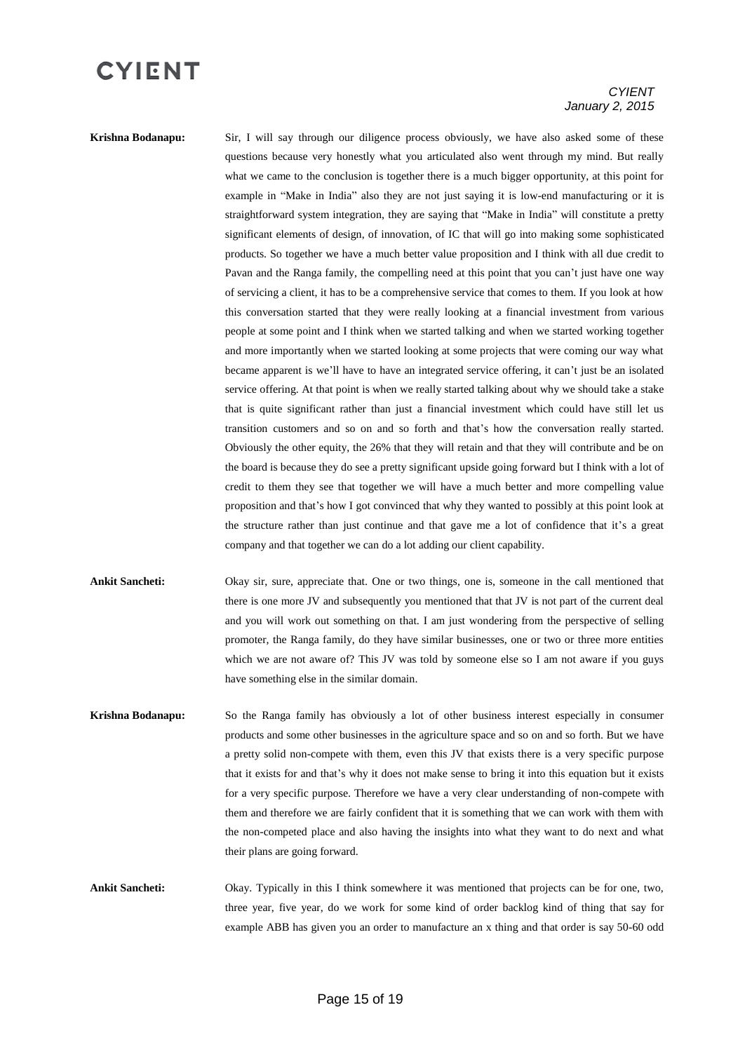**Krishna Bodanapu:** Sir, I will say through our diligence process obviously, we have also asked some of these questions because very honestly what you articulated also went through my mind. But really what we came to the conclusion is together there is a much bigger opportunity, at this point for example in "Make in India" also they are not just saying it is low-end manufacturing or it is straightforward system integration, they are saying that "Make in India" will constitute a pretty significant elements of design, of innovation, of IC that will go into making some sophisticated products. So together we have a much better value proposition and I think with all due credit to Pavan and the Ranga family, the compelling need at this point that you can't just have one way of servicing a client, it has to be a comprehensive service that comes to them. If you look at how this conversation started that they were really looking at a financial investment from various people at some point and I think when we started talking and when we started working together and more importantly when we started looking at some projects that were coming our way what became apparent is we'll have to have an integrated service offering, it can't just be an isolated service offering. At that point is when we really started talking about why we should take a stake that is quite significant rather than just a financial investment which could have still let us transition customers and so on and so forth and that's how the conversation really started. Obviously the other equity, the 26% that they will retain and that they will contribute and be on the board is because they do see a pretty significant upside going forward but I think with a lot of credit to them they see that together we will have a much better and more compelling value proposition and that's how I got convinced that why they wanted to possibly at this point look at the structure rather than just continue and that gave me a lot of confidence that it's a great company and that together we can do a lot adding our client capability.

**Ankit Sancheti:** Okay sir, sure, appreciate that. One or two things, one is, someone in the call mentioned that there is one more JV and subsequently you mentioned that that JV is not part of the current deal and you will work out something on that. I am just wondering from the perspective of selling promoter, the Ranga family, do they have similar businesses, one or two or three more entities which we are not aware of? This JV was told by someone else so I am not aware if you guys have something else in the similar domain.

**Krishna Bodanapu:** So the Ranga family has obviously a lot of other business interest especially in consumer products and some other businesses in the agriculture space and so on and so forth. But we have a pretty solid non-compete with them, even this JV that exists there is a very specific purpose that it exists for and that's why it does not make sense to bring it into this equation but it exists for a very specific purpose. Therefore we have a very clear understanding of non-compete with them and therefore we are fairly confident that it is something that we can work with them with the non-competed place and also having the insights into what they want to do next and what their plans are going forward.

**Ankit Sancheti:** Okay. Typically in this I think somewhere it was mentioned that projects can be for one, two, three year, five year, do we work for some kind of order backlog kind of thing that say for example ABB has given you an order to manufacture an x thing and that order is say 50-60 odd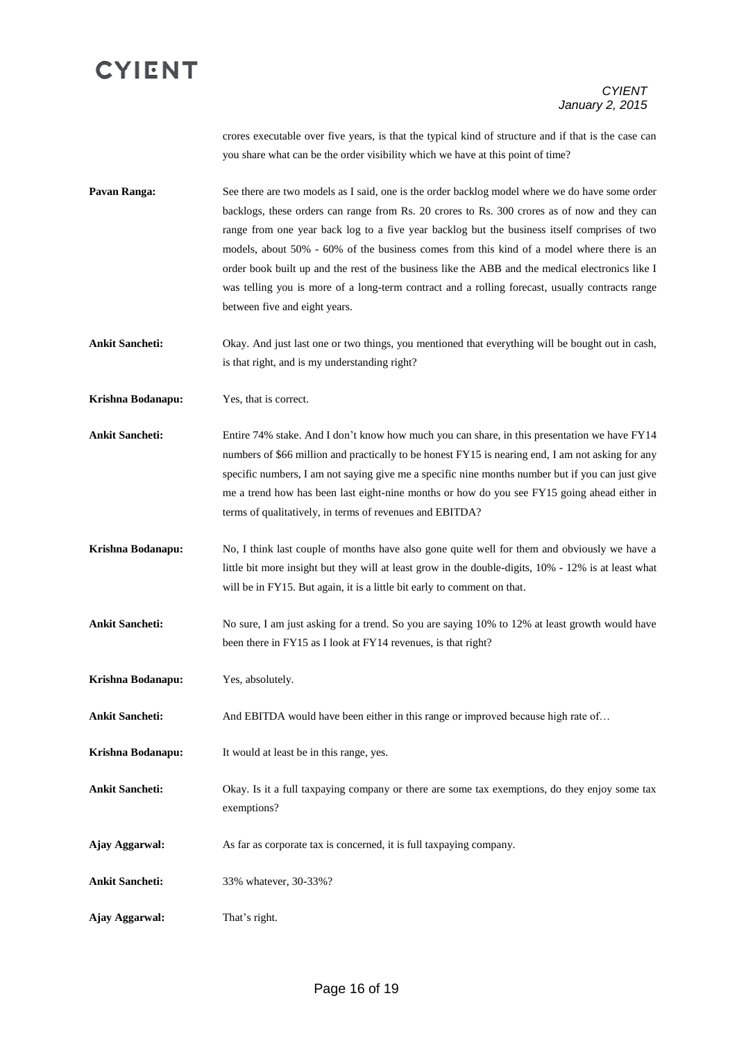crores executable over five years, is that the typical kind of structure and if that is the case can you share what can be the order visibility which we have at this point of time?

**Pavan Ranga:** See there are two models as I said, one is the order backlog model where we do have some order backlogs, these orders can range from Rs. 20 crores to Rs. 300 crores as of now and they can range from one year back log to a five year backlog but the business itself comprises of two models, about 50% - 60% of the business comes from this kind of a model where there is an order book built up and the rest of the business like the ABB and the medical electronics like I was telling you is more of a long-term contract and a rolling forecast, usually contracts range between five and eight years.

**Ankit Sancheti:** Okay. And just last one or two things, you mentioned that everything will be bought out in cash, is that right, and is my understanding right?

**Krishna Bodanapu:** Yes, that is correct.

**Ankit Sancheti:** Entire 74% stake. And I don't know how much you can share, in this presentation we have FY14 numbers of $66 million and practically to be honest FY15 is nearing end, I am not asking for any specific numbers, I am not saying give me a specific nine months number but if you can just give me a trend how has been last eight-nine months or how do you see FY15 going ahead either in terms of qualitatively, in terms of revenues and EBITDA?

**Krishna Bodanapu:** No, I think last couple of months have also gone quite well for them and obviously we have a little bit more insight but they will at least grow in the double-digits, 10% - 12% is at least what will be in FY15. But again, it is a little bit early to comment on that.

**Ankit Sancheti:** No sure, I am just asking for a trend. So you are saying 10% to 12% at least growth would have been there in FY15 as I look at FY14 revenues, is that right?

**Krishna Bodanapu:** Yes, absolutely.

**Ankit Sancheti:** And EBITDA would have been either in this range or improved because high rate of…

**Krishna Bodanapu:** It would at least be in this range, yes.

**Ankit Sancheti:** Okay. Is it a full taxpaying company or there are some tax exemptions, do they enjoy some tax exemptions?

**Ajay Aggarwal:** As far as corporate tax is concerned, it is full taxpaying company.

**Ankit Sancheti:** 33% whatever, 30-33%?

**Ajay Aggarwal:** That's right.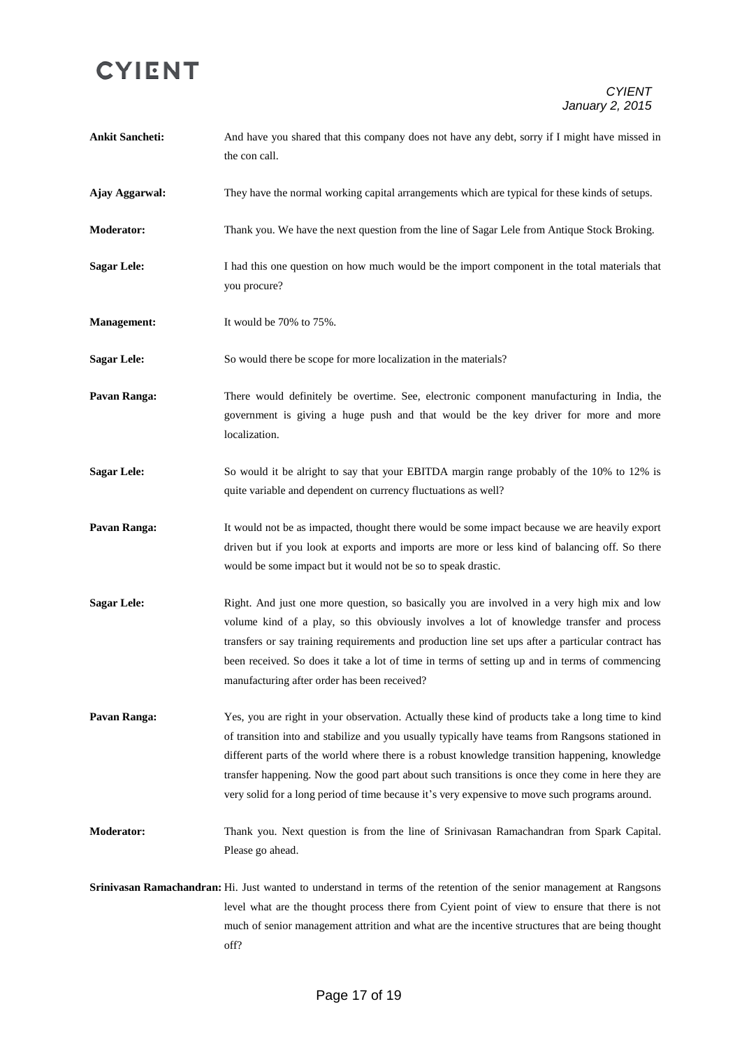**Ankit Sancheti:** And have you shared that this company does not have any debt, sorry if I might have missed in the con call.

**Ajay Aggarwal:** They have the normal working capital arrangements which are typical for these kinds of setups.

**Moderator:** Thank you. We have the next question from the line of Sagar Lele from Antique Stock Broking.

**Sagar Lele:** I had this one question on how much would be the import component in the total materials that you procure?

**Management:** It would be 70% to 75%.

**Sagar Lele:** So would there be scope for more localization in the materials?

**Pavan Ranga:** There would definitely be overtime. See, electronic component manufacturing in India, the government is giving a huge push and that would be the key driver for more and more localization.

**Sagar Lele:** So would it be alright to say that your EBITDA margin range probably of the 10% to 12% is quite variable and dependent on currency fluctuations as well?

**Pavan Ranga:** It would not be as impacted, thought there would be some impact because we are heavily export driven but if you look at exports and imports are more or less kind of balancing off. So there would be some impact but it would not be so to speak drastic.

**Sagar Lele:** Right. And just one more question, so basically you are involved in a very high mix and low volume kind of a play, so this obviously involves a lot of knowledge transfer and process transfers or say training requirements and production line set ups after a particular contract has been received. So does it take a lot of time in terms of setting up and in terms of commencing manufacturing after order has been received?

**Pavan Ranga:** Yes, you are right in your observation. Actually these kind of products take a long time to kind of transition into and stabilize and you usually typically have teams from Rangsons stationed in different parts of the world where there is a robust knowledge transition happening, knowledge transfer happening. Now the good part about such transitions is once they come in here they are very solid for a long period of time because it's very expensive to move such programs around.

**Moderator:** Thank you. Next question is from the line of Srinivasan Ramachandran from Spark Capital. Please go ahead.

**Srinivasan Ramachandran:** Hi. Just wanted to understand in terms of the retention of the senior management at Rangsons level what are the thought process there from Cyient point of view to ensure that there is not much of senior management attrition and what are the incentive structures that are being thought off?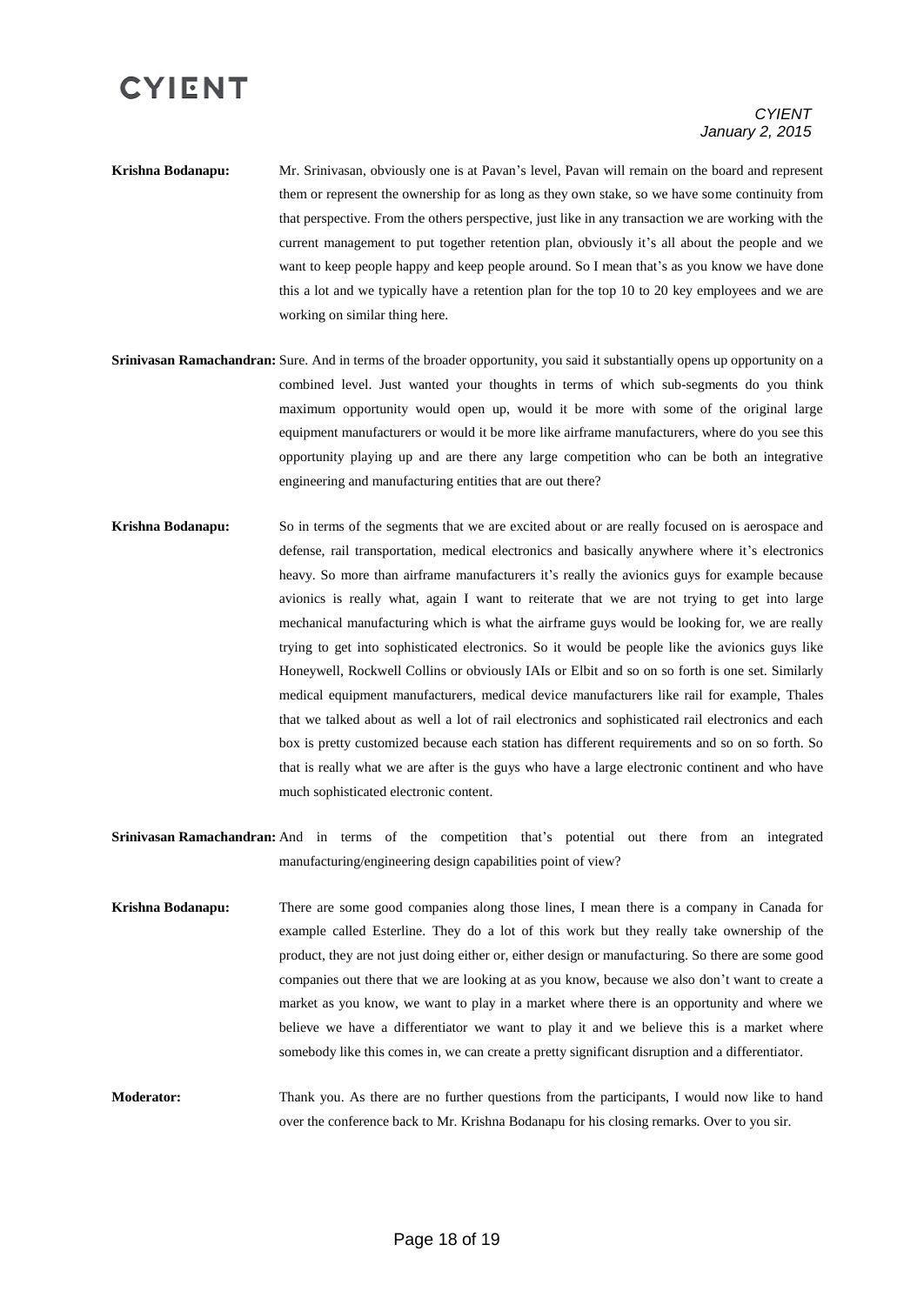**Krishna Bodanapu:** Mr. Srinivasan, obviously one is at Pavan's level, Pavan will remain on the board and represent them or represent the ownership for as long as they own stake, so we have some continuity from that perspective. From the others perspective, just like in any transaction we are working with the current management to put together retention plan, obviously it's all about the people and we want to keep people happy and keep people around. So I mean that's as you know we have done this a lot and we typically have a retention plan for the top 10 to 20 key employees and we are working on similar thing here.

**Srinivasan Ramachandran:** Sure. And in terms of the broader opportunity, you said it substantially opens up opportunity on a combined level. Just wanted your thoughts in terms of which sub-segments do you think maximum opportunity would open up, would it be more with some of the original large equipment manufacturers or would it be more like airframe manufacturers, where do you see this opportunity playing up and are there any large competition who can be both an integrative engineering and manufacturing entities that are out there?

**Krishna Bodanapu:** So in terms of the segments that we are excited about or are really focused on is aerospace and defense, rail transportation, medical electronics and basically anywhere where it's electronics heavy. So more than airframe manufacturers it's really the avionics guys for example because avionics is really what, again I want to reiterate that we are not trying to get into large mechanical manufacturing which is what the airframe guys would be looking for, we are really trying to get into sophisticated electronics. So it would be people like the avionics guys like Honeywell, Rockwell Collins or obviously IAIs or Elbit and so on so forth is one set. Similarly medical equipment manufacturers, medical device manufacturers like rail for example, Thales that we talked about as well a lot of rail electronics and sophisticated rail electronics and each box is pretty customized because each station has different requirements and so on so forth. So that is really what we are after is the guys who have a large electronic continent and who have much sophisticated electronic content.

**Srinivasan Ramachandran:** And in terms of the competition that's potential out there from an integrated manufacturing/engineering design capabilities point of view?

**Krishna Bodanapu:** There are some good companies along those lines, I mean there is a company in Canada for example called Esterline. They do a lot of this work but they really take ownership of the product, they are not just doing either or, either design or manufacturing. So there are some good companies out there that we are looking at as you know, because we also don't want to create a market as you know, we want to play in a market where there is an opportunity and where we believe we have a differentiator we want to play it and we believe this is a market where somebody like this comes in, we can create a pretty significant disruption and a differentiator.

**Moderator:** Thank you. As there are no further questions from the participants, I would now like to hand over the conference back to Mr. Krishna Bodanapu for his closing remarks. Over to you sir.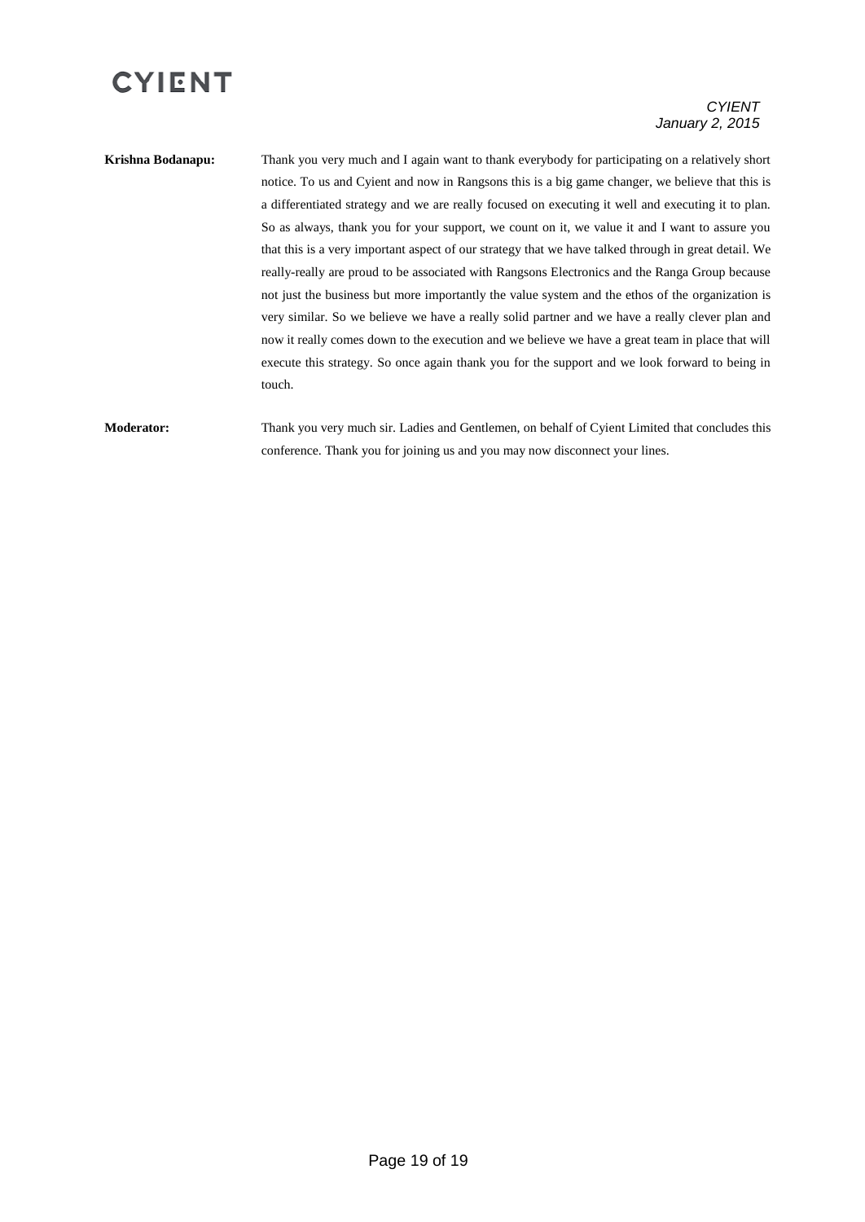**Krishna Bodanapu:** Thank you very much and I again want to thank everybody for participating on a relatively short notice. To us and Cyient and now in Rangsons this is a big game changer, we believe that this is a differentiated strategy and we are really focused on executing it well and executing it to plan. So as always, thank you for your support, we count on it, we value it and I want to assure you that this is a very important aspect of our strategy that we have talked through in great detail. We really-really are proud to be associated with Rangsons Electronics and the Ranga Group because not just the business but more importantly the value system and the ethos of the organization is very similar. So we believe we have a really solid partner and we have a really clever plan and now it really comes down to the execution and we believe we have a great team in place that will execute this strategy. So once again thank you for the support and we look forward to being in touch.

**Moderator:** Thank you very much sir. Ladies and Gentlemen, on behalf of Cyient Limited that concludes this conference. Thank you for joining us and you may now disconnect your lines.